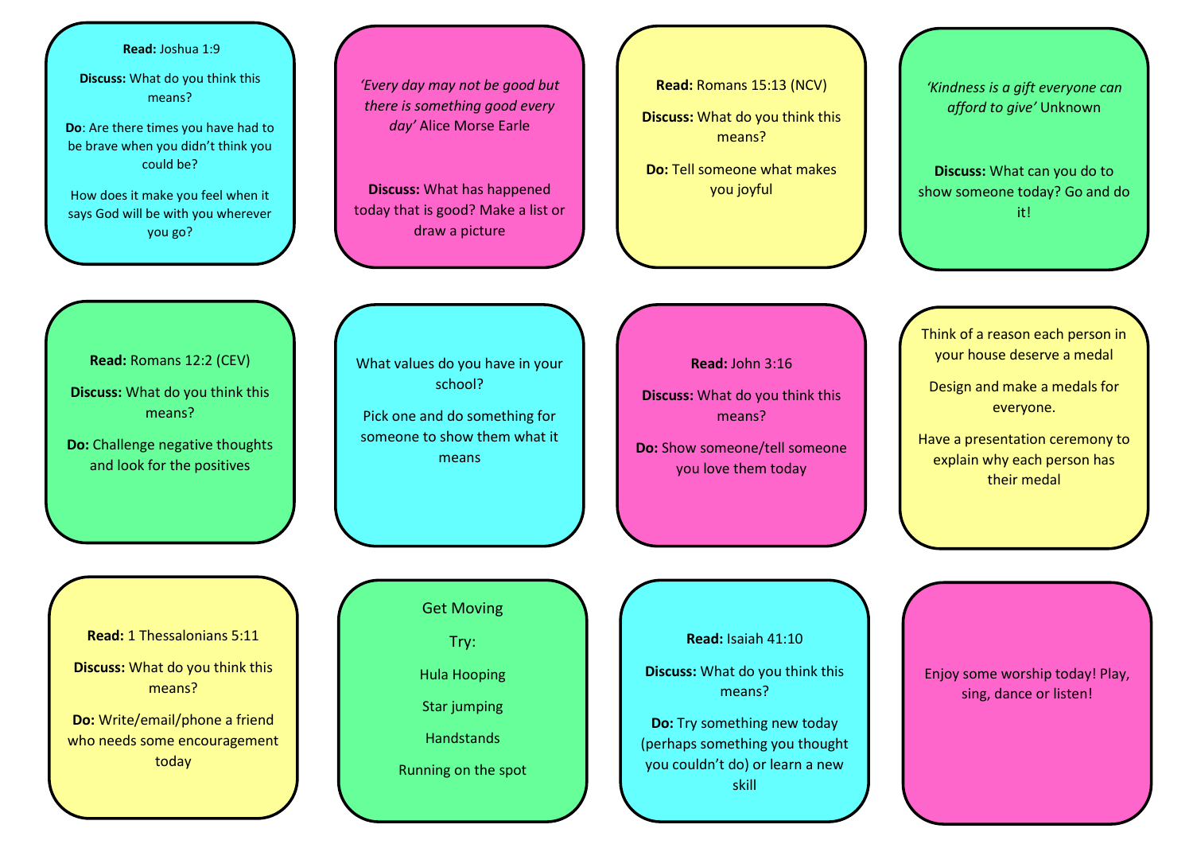**Read:** Joshua 1:9

**Discuss:** What do you think this means?

**Do**: Are there times you have had to be brave when you didn't think you could be?

How does it make you feel when it says God will be with you wherever you go?

---

*'Every day may not be good but there is something good every day'* Alice Morse Earle

**Discuss:** What has happened today that is good? Make a list or draw a picture

---

**Read:** Romans 15:13 (NCV)

**Discuss:** What do you think this means?

**Do:** Tell someone what makes you joyful

---

*'Kindness is a gift everyone can afford to give'* Unknown

**Discuss:** What can you do to show someone today? Go and do it!

---

**Read:** Romans 12:2 (CEV)

**Discuss:** What do you think this means?

**Do:** Challenge negative thoughts and look for the positives

---

What values do you have in your school?

Pick one and do something for someone to show them what it means

---

**Read:** John 3:16

**Discuss:** What do you think this means?

**Do:** Show someone/tell someone you love them today

---

Think of a reason each person in your house deserve a medal

Design and make a medals for everyone.

Have a presentation ceremony to explain why each person has their medal

---

**Read:** 1 Thessalonians 5:11

**Discuss:** What do you think this means?

**Do:** Write/email/phone a friend who needs some encouragement today

---

Get Moving

Try:

Hula Hooping

Star jumping

Handstands

Running on the spot

---

**Read:** Isaiah 41:10

**Discuss:** What do you think this means?

**Do:** Try something new today (perhaps something you thought you couldn't do) or learn a new skill

---

Enjoy some worship today! Play, sing, dance or listen!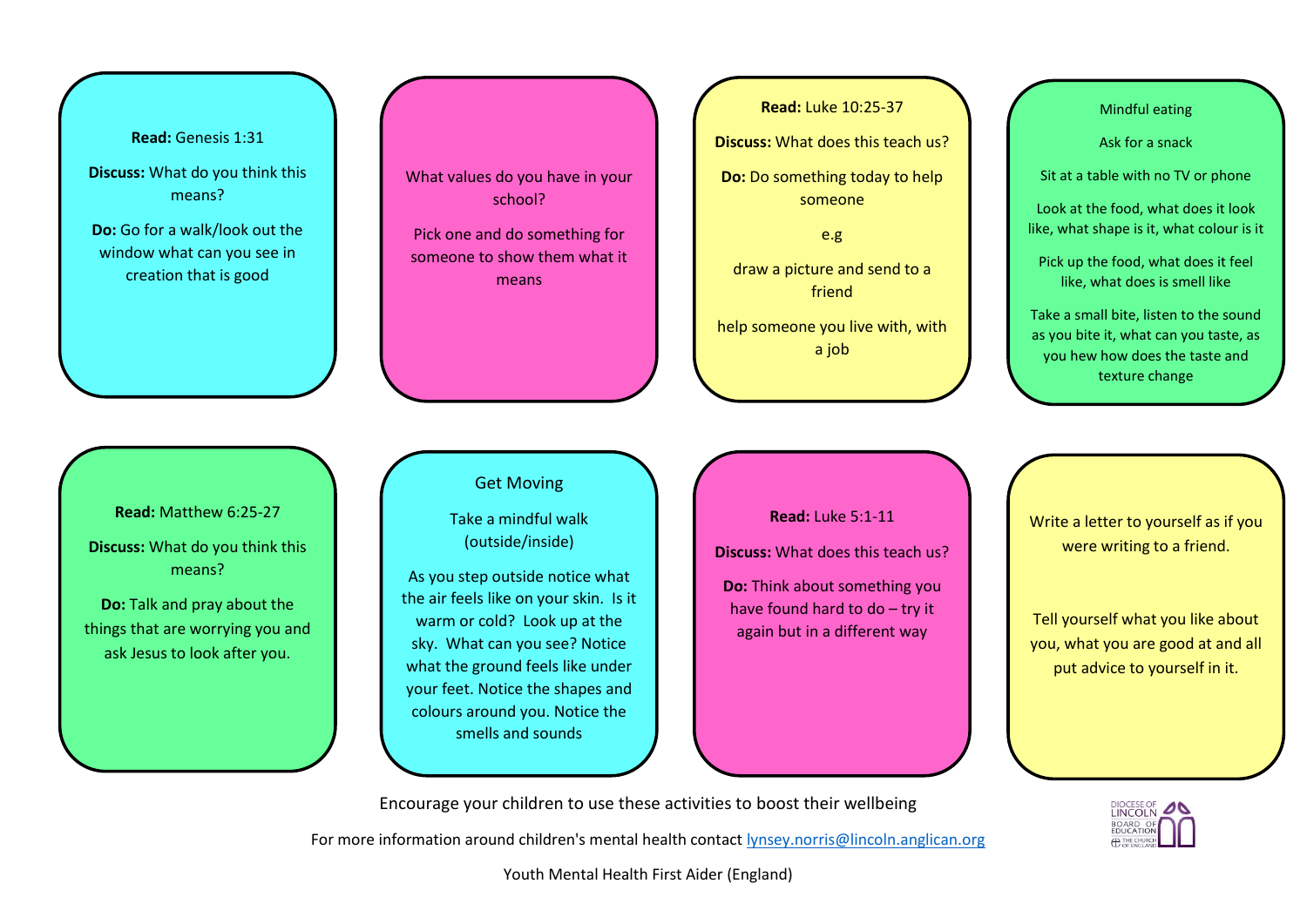**Read:** Genesis 1:31

**Discuss:** What do you think this means?

**Do:** Go for a walk/look out the window what can you see in creation that is good

What values do you have in your school?

Pick one and do something for someone to show them what it means

**Read:** Luke 10:25-37

**Discuss:** What does this teach us?

**Do:** Do something today to help someone

e.g

draw a picture and send to a friend

help someone you live with, with a job

Mindful eating

Ask for a snack

Sit at a table with no TV or phone

Look at the food, what does it look like, what shape is it, what colour is it

Pick up the food, what does it feel like, what does is smell like

Take a small bite, listen to the sound as you bite it, what can you taste, as you hew how does the taste and texture change

**Read:** Matthew 6:25-27

**Discuss:** What do you think this means?

**Do:** Talk and pray about the things that are worrying you and ask Jesus to look after you.

Get Moving

Take a mindful walk (outside/inside)

As you step outside notice what the air feels like on your skin. Is it warm or cold? Look up at the sky. What can you see? Notice what the ground feels like under your feet. Notice the shapes and colours around you. Notice the smells and sounds

**Read:** Luke 5:1-11

**Discuss:** What does this teach us?

**Do:** Think about something you have found hard to do – try it again but in a different way

Write a letter to yourself as if you were writing to a friend.

Tell yourself what you like about you, what you are good at and all put advice to yourself in it.

Encourage your children to use these activities to boost their wellbeing

For more information around children's mental health contact lynsey.norris@lincoln.anglican.org

Youth Mental Health First Aider (England)

DIOCESE OF LINCOLN BOARD OF EDUCATION THE CHURCH OF ENGLAND